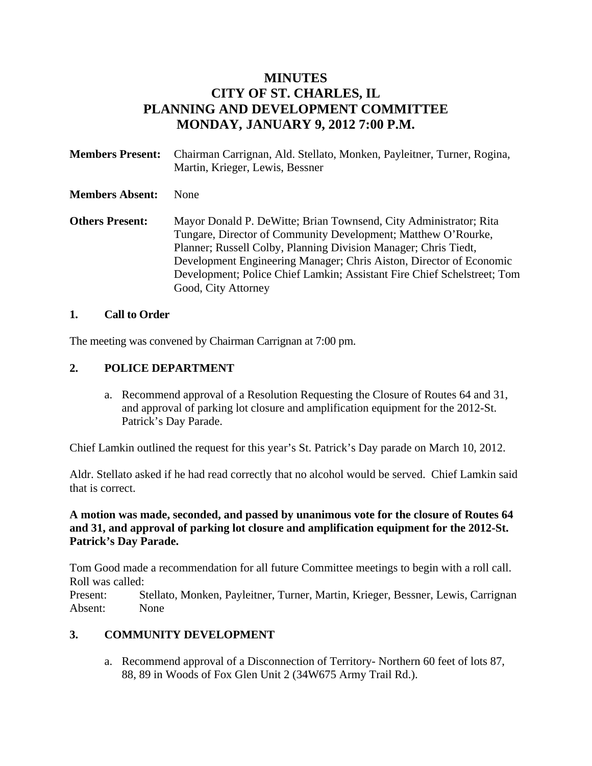# MINUTES
# CITY OF ST. CHARLES, IL
# PLANNING AND DEVELOPMENT COMMITTEE
# MONDAY, JANUARY 9, 2012 7:00 P.M.

**Members Present:** Chairman Carrignan, Ald. Stellato, Monken, Payleitner, Turner, Rogina, Martin, Krieger, Lewis, Bessner

**Members Absent:** None

**Others Present:** Mayor Donald P. DeWitte; Brian Townsend, City Administrator; Rita Tungare, Director of Community Development; Matthew O'Rourke, Planner; Russell Colby, Planning Division Manager; Chris Tiedt, Development Engineering Manager; Chris Aiston, Director of Economic Development; Police Chief Lamkin; Assistant Fire Chief Schelstreet; Tom Good, City Attorney

## 1. Call to Order

The meeting was convened by Chairman Carrignan at 7:00 pm.

## 2. POLICE DEPARTMENT

a. Recommend approval of a Resolution Requesting the Closure of Routes 64 and 31, and approval of parking lot closure and amplification equipment for the 2012-St. Patrick's Day Parade.

Chief Lamkin outlined the request for this year's St. Patrick's Day parade on March 10, 2012.

Aldr. Stellato asked if he had read correctly that no alcohol would be served. Chief Lamkin said that is correct.

**A motion was made, seconded, and passed by unanimous vote for the closure of Routes 64 and 31, and approval of parking lot closure and amplification equipment for the 2012-St. Patrick's Day Parade.**

Tom Good made a recommendation for all future Committee meetings to begin with a roll call. Roll was called:

Present: Stellato, Monken, Payleitner, Turner, Martin, Krieger, Bessner, Lewis, Carrignan
Absent: None

## 3. COMMUNITY DEVELOPMENT

a. Recommend approval of a Disconnection of Territory- Northern 60 feet of lots 87, 88, 89 in Woods of Fox Glen Unit 2 (34W675 Army Trail Rd.).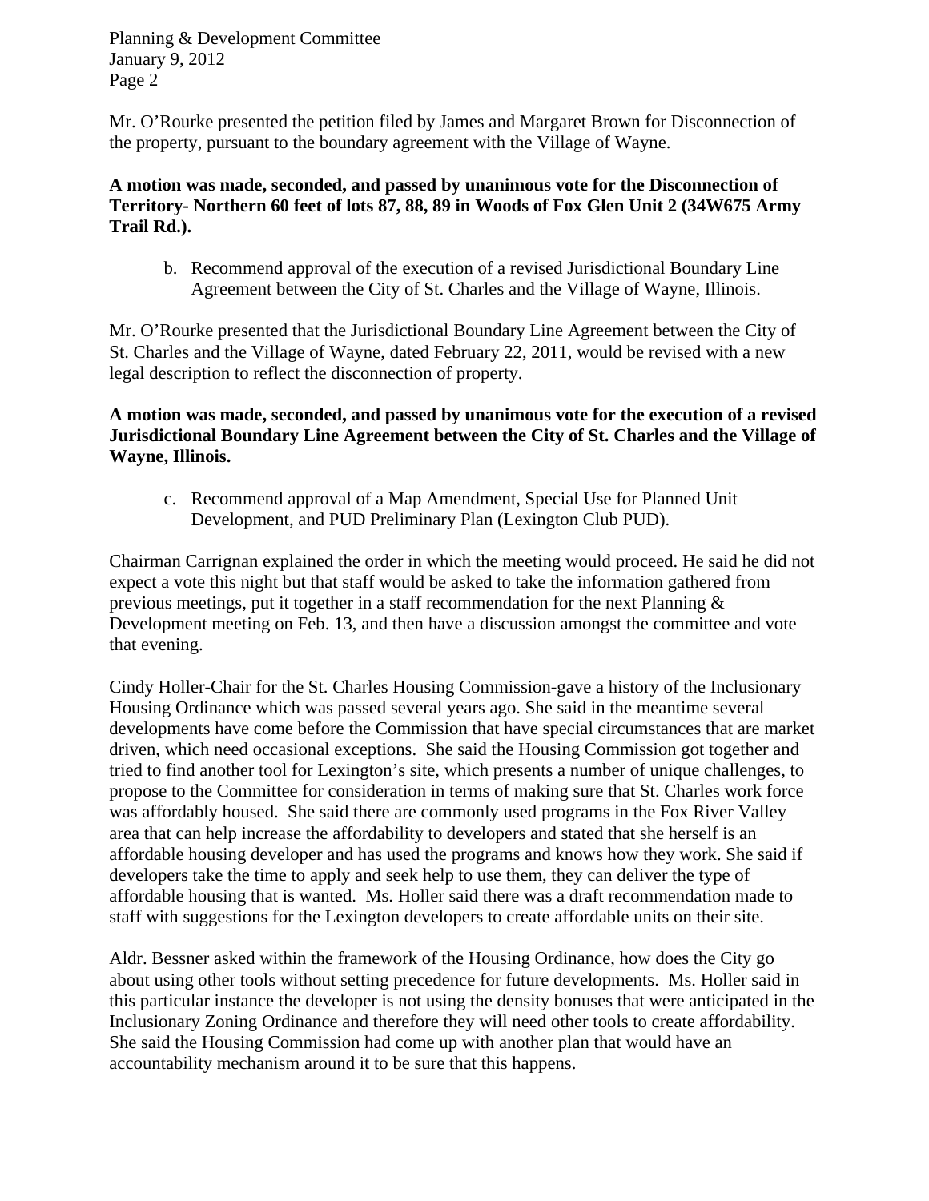Mr. O'Rourke presented the petition filed by James and Margaret Brown for Disconnection of the property, pursuant to the boundary agreement with the Village of Wayne.

**A motion was made, seconded, and passed by unanimous vote for the Disconnection of Territory- Northern 60 feet of lots 87, 88, 89 in Woods of Fox Glen Unit 2 (34W675 Army Trail Rd.).**

b. Recommend approval of the execution of a revised Jurisdictional Boundary Line Agreement between the City of St. Charles and the Village of Wayne, Illinois.

Mr. O'Rourke presented that the Jurisdictional Boundary Line Agreement between the City of St. Charles and the Village of Wayne, dated February 22, 2011, would be revised with a new legal description to reflect the disconnection of property.

**A motion was made, seconded, and passed by unanimous vote for the execution of a revised Jurisdictional Boundary Line Agreement between the City of St. Charles and the Village of Wayne, Illinois.**

c. Recommend approval of a Map Amendment, Special Use for Planned Unit Development, and PUD Preliminary Plan (Lexington Club PUD).

Chairman Carrignan explained the order in which the meeting would proceed. He said he did not expect a vote this night but that staff would be asked to take the information gathered from previous meetings, put it together in a staff recommendation for the next Planning & Development meeting on Feb. 13, and then have a discussion amongst the committee and vote that evening.

Cindy Holler-Chair for the St. Charles Housing Commission-gave a history of the Inclusionary Housing Ordinance which was passed several years ago. She said in the meantime several developments have come before the Commission that have special circumstances that are market driven, which need occasional exceptions. She said the Housing Commission got together and tried to find another tool for Lexington's site, which presents a number of unique challenges, to propose to the Committee for consideration in terms of making sure that St. Charles work force was affordably housed. She said there are commonly used programs in the Fox River Valley area that can help increase the affordability to developers and stated that she herself is an affordable housing developer and has used the programs and knows how they work. She said if developers take the time to apply and seek help to use them, they can deliver the type of affordable housing that is wanted. Ms. Holler said there was a draft recommendation made to staff with suggestions for the Lexington developers to create affordable units on their site.

Aldr. Bessner asked within the framework of the Housing Ordinance, how does the City go about using other tools without setting precedence for future developments. Ms. Holler said in this particular instance the developer is not using the density bonuses that were anticipated in the Inclusionary Zoning Ordinance and therefore they will need other tools to create affordability. She said the Housing Commission had come up with another plan that would have an accountability mechanism around it to be sure that this happens.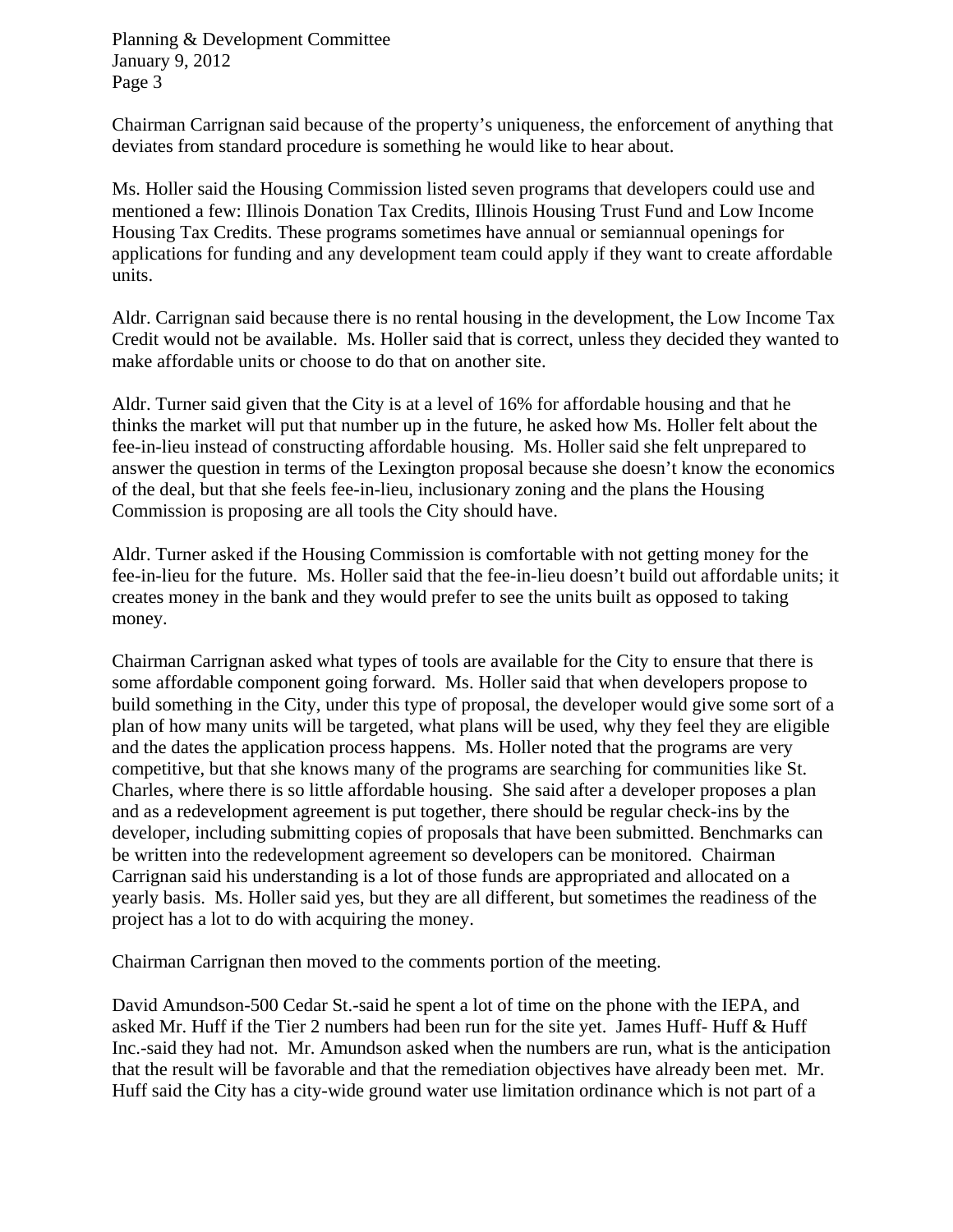Chairman Carrignan said because of the property's uniqueness, the enforcement of anything that deviates from standard procedure is something he would like to hear about.

Ms. Holler said the Housing Commission listed seven programs that developers could use and mentioned a few: Illinois Donation Tax Credits, Illinois Housing Trust Fund and Low Income Housing Tax Credits. These programs sometimes have annual or semiannual openings for applications for funding and any development team could apply if they want to create affordable units.

Aldr. Carrignan said because there is no rental housing in the development, the Low Income Tax Credit would not be available. Ms. Holler said that is correct, unless they decided they wanted to make affordable units or choose to do that on another site.

Aldr. Turner said given that the City is at a level of 16% for affordable housing and that he thinks the market will put that number up in the future, he asked how Ms. Holler felt about the fee-in-lieu instead of constructing affordable housing. Ms. Holler said she felt unprepared to answer the question in terms of the Lexington proposal because she doesn't know the economics of the deal, but that she feels fee-in-lieu, inclusionary zoning and the plans the Housing Commission is proposing are all tools the City should have.

Aldr. Turner asked if the Housing Commission is comfortable with not getting money for the fee-in-lieu for the future. Ms. Holler said that the fee-in-lieu doesn't build out affordable units; it creates money in the bank and they would prefer to see the units built as opposed to taking money.

Chairman Carrignan asked what types of tools are available for the City to ensure that there is some affordable component going forward. Ms. Holler said that when developers propose to build something in the City, under this type of proposal, the developer would give some sort of a plan of how many units will be targeted, what plans will be used, why they feel they are eligible and the dates the application process happens. Ms. Holler noted that the programs are very competitive, but that she knows many of the programs are searching for communities like St. Charles, where there is so little affordable housing. She said after a developer proposes a plan and as a redevelopment agreement is put together, there should be regular check-ins by the developer, including submitting copies of proposals that have been submitted. Benchmarks can be written into the redevelopment agreement so developers can be monitored. Chairman Carrignan said his understanding is a lot of those funds are appropriated and allocated on a yearly basis. Ms. Holler said yes, but they are all different, but sometimes the readiness of the project has a lot to do with acquiring the money.

Chairman Carrignan then moved to the comments portion of the meeting.

David Amundson-500 Cedar St.-said he spent a lot of time on the phone with the IEPA, and asked Mr. Huff if the Tier 2 numbers had been run for the site yet. James Huff- Huff & Huff Inc.-said they had not. Mr. Amundson asked when the numbers are run, what is the anticipation that the result will be favorable and that the remediation objectives have already been met. Mr. Huff said the City has a city-wide ground water use limitation ordinance which is not part of a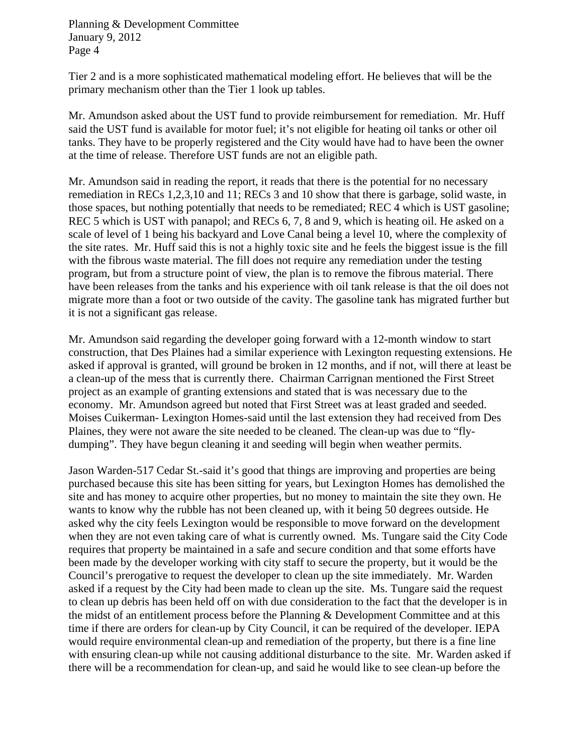Tier 2 and is a more sophisticated mathematical modeling effort. He believes that will be the primary mechanism other than the Tier 1 look up tables.

Mr. Amundson asked about the UST fund to provide reimbursement for remediation. Mr. Huff said the UST fund is available for motor fuel; it's not eligible for heating oil tanks or other oil tanks. They have to be properly registered and the City would have had to have been the owner at the time of release. Therefore UST funds are not an eligible path.

Mr. Amundson said in reading the report, it reads that there is the potential for no necessary remediation in RECs 1,2,3,10 and 11; RECs 3 and 10 show that there is garbage, solid waste, in those spaces, but nothing potentially that needs to be remediated; REC 4 which is UST gasoline; REC 5 which is UST with panapol; and RECs 6, 7, 8 and 9, which is heating oil. He asked on a scale of level of 1 being his backyard and Love Canal being a level 10, where the complexity of the site rates. Mr. Huff said this is not a highly toxic site and he feels the biggest issue is the fill with the fibrous waste material. The fill does not require any remediation under the testing program, but from a structure point of view, the plan is to remove the fibrous material. There have been releases from the tanks and his experience with oil tank release is that the oil does not migrate more than a foot or two outside of the cavity. The gasoline tank has migrated further but it is not a significant gas release.

Mr. Amundson said regarding the developer going forward with a 12-month window to start construction, that Des Plaines had a similar experience with Lexington requesting extensions. He asked if approval is granted, will ground be broken in 12 months, and if not, will there at least be a clean-up of the mess that is currently there. Chairman Carrignan mentioned the First Street project as an example of granting extensions and stated that is was necessary due to the economy. Mr. Amundson agreed but noted that First Street was at least graded and seeded. Moises Cuikerman- Lexington Homes-said until the last extension they had received from Des Plaines, they were not aware the site needed to be cleaned. The clean-up was due to "fly-dumping". They have begun cleaning it and seeding will begin when weather permits.

Jason Warden-517 Cedar St.-said it's good that things are improving and properties are being purchased because this site has been sitting for years, but Lexington Homes has demolished the site and has money to acquire other properties, but no money to maintain the site they own. He wants to know why the rubble has not been cleaned up, with it being 50 degrees outside. He asked why the city feels Lexington would be responsible to move forward on the development when they are not even taking care of what is currently owned. Ms. Tungare said the City Code requires that property be maintained in a safe and secure condition and that some efforts have been made by the developer working with city staff to secure the property, but it would be the Council's prerogative to request the developer to clean up the site immediately. Mr. Warden asked if a request by the City had been made to clean up the site. Ms. Tungare said the request to clean up debris has been held off on with due consideration to the fact that the developer is in the midst of an entitlement process before the Planning & Development Committee and at this time if there are orders for clean-up by City Council, it can be required of the developer. IEPA would require environmental clean-up and remediation of the property, but there is a fine line with ensuring clean-up while not causing additional disturbance to the site. Mr. Warden asked if there will be a recommendation for clean-up, and said he would like to see clean-up before the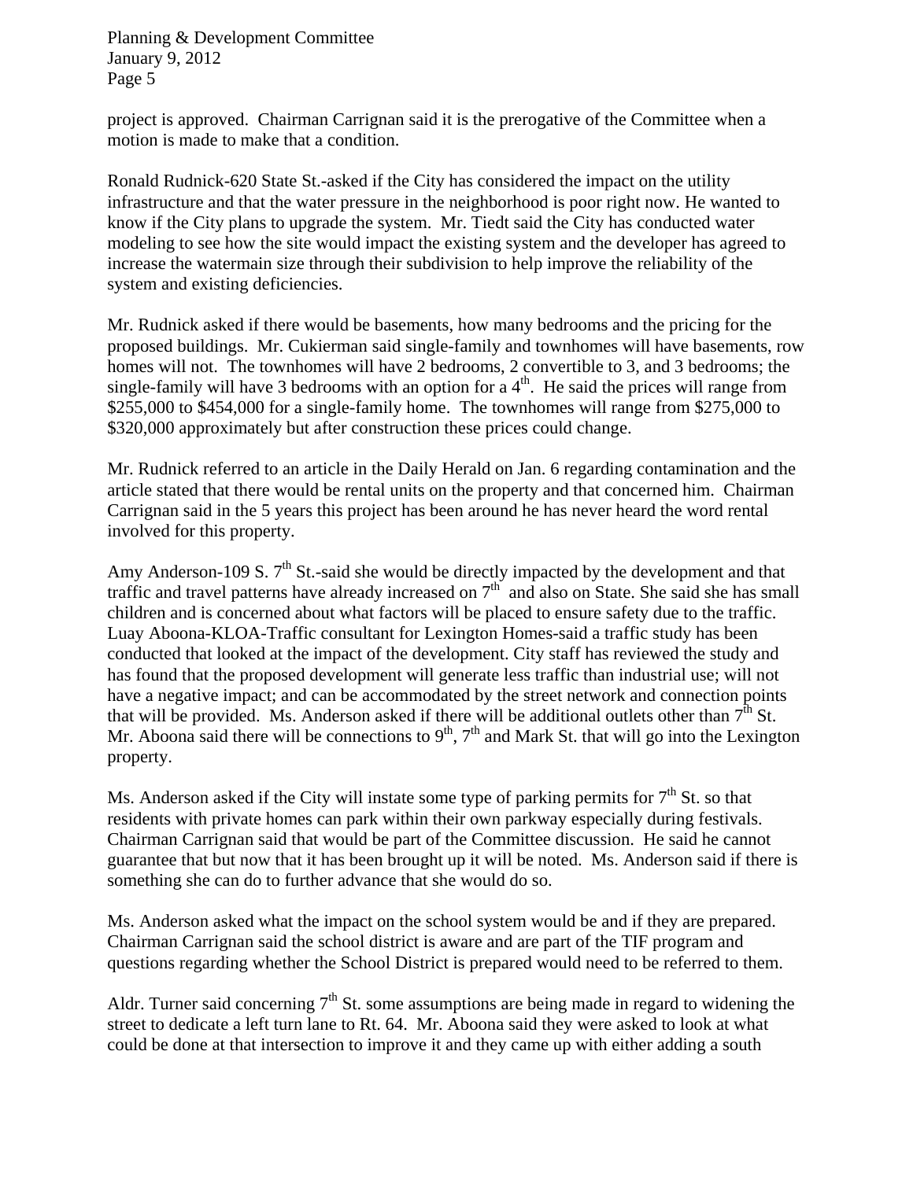project is approved. Chairman Carrignan said it is the prerogative of the Committee when a motion is made to make that a condition.

Ronald Rudnick-620 State St.-asked if the City has considered the impact on the utility infrastructure and that the water pressure in the neighborhood is poor right now. He wanted to know if the City plans to upgrade the system. Mr. Tiedt said the City has conducted water modeling to see how the site would impact the existing system and the developer has agreed to increase the watermain size through their subdivision to help improve the reliability of the system and existing deficiencies.

Mr. Rudnick asked if there would be basements, how many bedrooms and the pricing for the proposed buildings. Mr. Cukierman said single-family and townhomes will have basements, row homes will not. The townhomes will have 2 bedrooms, 2 convertible to 3, and 3 bedrooms; the single-family will have 3 bedrooms with an option for a 4th. He said the prices will range from $255,000 to $454,000 for a single-family home. The townhomes will range from $275,000 to $320,000 approximately but after construction these prices could change.

Mr. Rudnick referred to an article in the Daily Herald on Jan. 6 regarding contamination and the article stated that there would be rental units on the property and that concerned him. Chairman Carrignan said in the 5 years this project has been around he has never heard the word rental involved for this property.

Amy Anderson-109 S. 7th St.-said she would be directly impacted by the development and that traffic and travel patterns have already increased on 7th and also on State. She said she has small children and is concerned about what factors will be placed to ensure safety due to the traffic. Luay Aboona-KLOA-Traffic consultant for Lexington Homes-said a traffic study has been conducted that looked at the impact of the development. City staff has reviewed the study and has found that the proposed development will generate less traffic than industrial use; will not have a negative impact; and can be accommodated by the street network and connection points that will be provided. Ms. Anderson asked if there will be additional outlets other than 7th St. Mr. Aboona said there will be connections to 9th, 7th and Mark St. that will go into the Lexington property.

Ms. Anderson asked if the City will instate some type of parking permits for 7th St. so that residents with private homes can park within their own parkway especially during festivals. Chairman Carrignan said that would be part of the Committee discussion. He said he cannot guarantee that but now that it has been brought up it will be noted. Ms. Anderson said if there is something she can do to further advance that she would do so.

Ms. Anderson asked what the impact on the school system would be and if they are prepared. Chairman Carrignan said the school district is aware and are part of the TIF program and questions regarding whether the School District is prepared would need to be referred to them.

Aldr. Turner said concerning 7th St. some assumptions are being made in regard to widening the street to dedicate a left turn lane to Rt. 64. Mr. Aboona said they were asked to look at what could be done at that intersection to improve it and they came up with either adding a south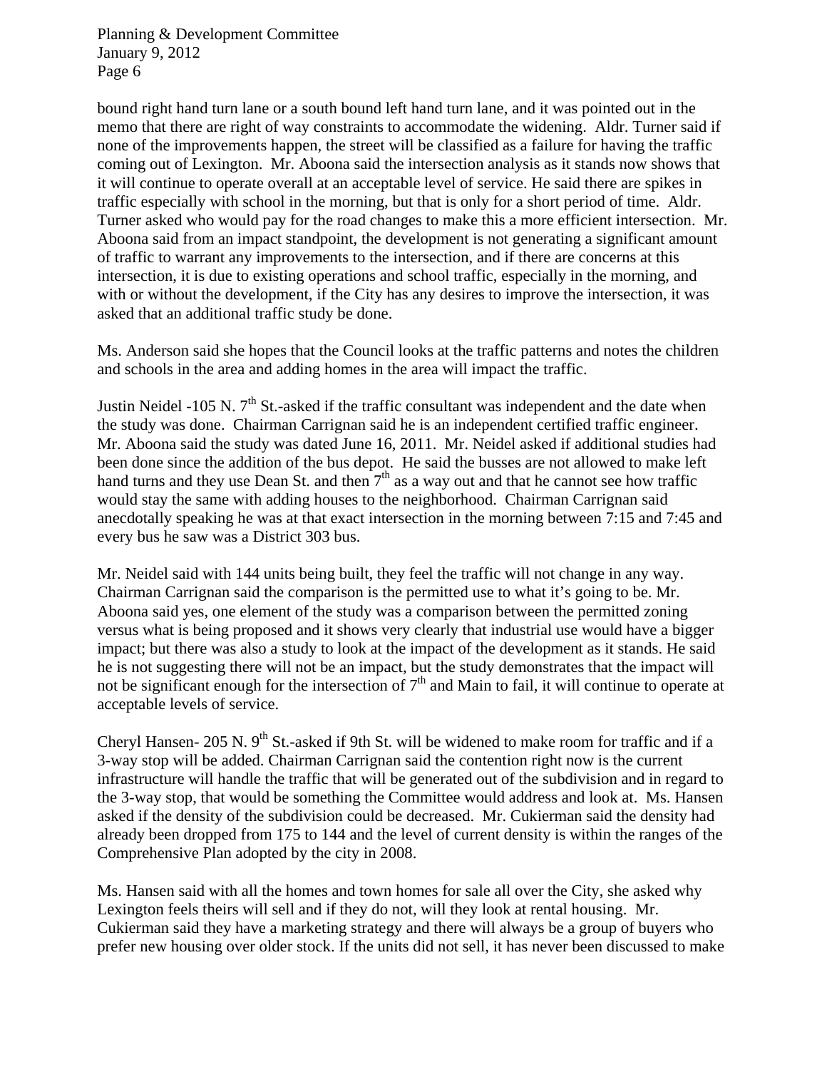bound right hand turn lane or a south bound left hand turn lane, and it was pointed out in the memo that there are right of way constraints to accommodate the widening. Aldr. Turner said if none of the improvements happen, the street will be classified as a failure for having the traffic coming out of Lexington. Mr. Aboona said the intersection analysis as it stands now shows that it will continue to operate overall at an acceptable level of service. He said there are spikes in traffic especially with school in the morning, but that is only for a short period of time. Aldr. Turner asked who would pay for the road changes to make this a more efficient intersection. Mr. Aboona said from an impact standpoint, the development is not generating a significant amount of traffic to warrant any improvements to the intersection, and if there are concerns at this intersection, it is due to existing operations and school traffic, especially in the morning, and with or without the development, if the City has any desires to improve the intersection, it was asked that an additional traffic study be done.

Ms. Anderson said she hopes that the Council looks at the traffic patterns and notes the children and schools in the area and adding homes in the area will impact the traffic.

Justin Neidel -105 N. 7th St.-asked if the traffic consultant was independent and the date when the study was done. Chairman Carrignan said he is an independent certified traffic engineer. Mr. Aboona said the study was dated June 16, 2011. Mr. Neidel asked if additional studies had been done since the addition of the bus depot. He said the busses are not allowed to make left hand turns and they use Dean St. and then 7th as a way out and that he cannot see how traffic would stay the same with adding houses to the neighborhood. Chairman Carrignan said anecdotally speaking he was at that exact intersection in the morning between 7:15 and 7:45 and every bus he saw was a District 303 bus.

Mr. Neidel said with 144 units being built, they feel the traffic will not change in any way. Chairman Carrignan said the comparison is the permitted use to what it's going to be. Mr. Aboona said yes, one element of the study was a comparison between the permitted zoning versus what is being proposed and it shows very clearly that industrial use would have a bigger impact; but there was also a study to look at the impact of the development as it stands. He said he is not suggesting there will not be an impact, but the study demonstrates that the impact will not be significant enough for the intersection of 7th and Main to fail, it will continue to operate at acceptable levels of service.

Cheryl Hansen- 205 N. 9th St.-asked if 9th St. will be widened to make room for traffic and if a 3-way stop will be added. Chairman Carrignan said the contention right now is the current infrastructure will handle the traffic that will be generated out of the subdivision and in regard to the 3-way stop, that would be something the Committee would address and look at. Ms. Hansen asked if the density of the subdivision could be decreased. Mr. Cukierman said the density had already been dropped from 175 to 144 and the level of current density is within the ranges of the Comprehensive Plan adopted by the city in 2008.

Ms. Hansen said with all the homes and town homes for sale all over the City, she asked why Lexington feels theirs will sell and if they do not, will they look at rental housing. Mr. Cukierman said they have a marketing strategy and there will always be a group of buyers who prefer new housing over older stock. If the units did not sell, it has never been discussed to make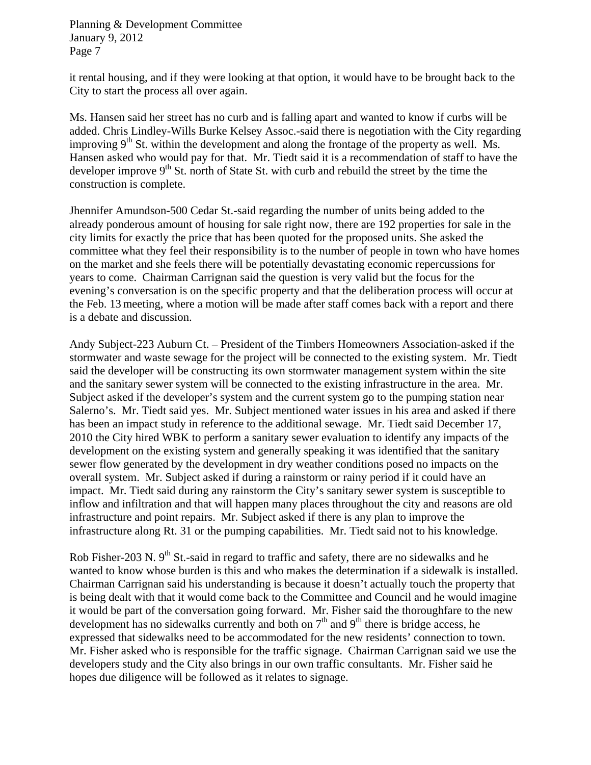it rental housing, and if they were looking at that option, it would have to be brought back to the City to start the process all over again.

Ms. Hansen said her street has no curb and is falling apart and wanted to know if curbs will be added. Chris Lindley-Wills Burke Kelsey Assoc.-said there is negotiation with the City regarding improving 9th St. within the development and along the frontage of the property as well. Ms. Hansen asked who would pay for that. Mr. Tiedt said it is a recommendation of staff to have the developer improve 9th St. north of State St. with curb and rebuild the street by the time the construction is complete.

Jhennifer Amundson-500 Cedar St.-said regarding the number of units being added to the already ponderous amount of housing for sale right now, there are 192 properties for sale in the city limits for exactly the price that has been quoted for the proposed units. She asked the committee what they feel their responsibility is to the number of people in town who have homes on the market and she feels there will be potentially devastating economic repercussions for years to come. Chairman Carrignan said the question is very valid but the focus for the evening's conversation is on the specific property and that the deliberation process will occur at the Feb. 13 meeting, where a motion will be made after staff comes back with a report and there is a debate and discussion.

Andy Subject-223 Auburn Ct. – President of the Timbers Homeowners Association-asked if the stormwater and waste sewage for the project will be connected to the existing system. Mr. Tiedt said the developer will be constructing its own stormwater management system within the site and the sanitary sewer system will be connected to the existing infrastructure in the area. Mr. Subject asked if the developer's system and the current system go to the pumping station near Salerno's. Mr. Tiedt said yes. Mr. Subject mentioned water issues in his area and asked if there has been an impact study in reference to the additional sewage. Mr. Tiedt said December 17, 2010 the City hired WBK to perform a sanitary sewer evaluation to identify any impacts of the development on the existing system and generally speaking it was identified that the sanitary sewer flow generated by the development in dry weather conditions posed no impacts on the overall system. Mr. Subject asked if during a rainstorm or rainy period if it could have an impact. Mr. Tiedt said during any rainstorm the City's sanitary sewer system is susceptible to inflow and infiltration and that will happen many places throughout the city and reasons are old infrastructure and point repairs. Mr. Subject asked if there is any plan to improve the infrastructure along Rt. 31 or the pumping capabilities. Mr. Tiedt said not to his knowledge.

Rob Fisher-203 N. 9th St.-said in regard to traffic and safety, there are no sidewalks and he wanted to know whose burden is this and who makes the determination if a sidewalk is installed. Chairman Carrignan said his understanding is because it doesn't actually touch the property that is being dealt with that it would come back to the Committee and Council and he would imagine it would be part of the conversation going forward. Mr. Fisher said the thoroughfare to the new development has no sidewalks currently and both on 7th and 9th there is bridge access, he expressed that sidewalks need to be accommodated for the new residents' connection to town. Mr. Fisher asked who is responsible for the traffic signage. Chairman Carrignan said we use the developers study and the City also brings in our own traffic consultants. Mr. Fisher said he hopes due diligence will be followed as it relates to signage.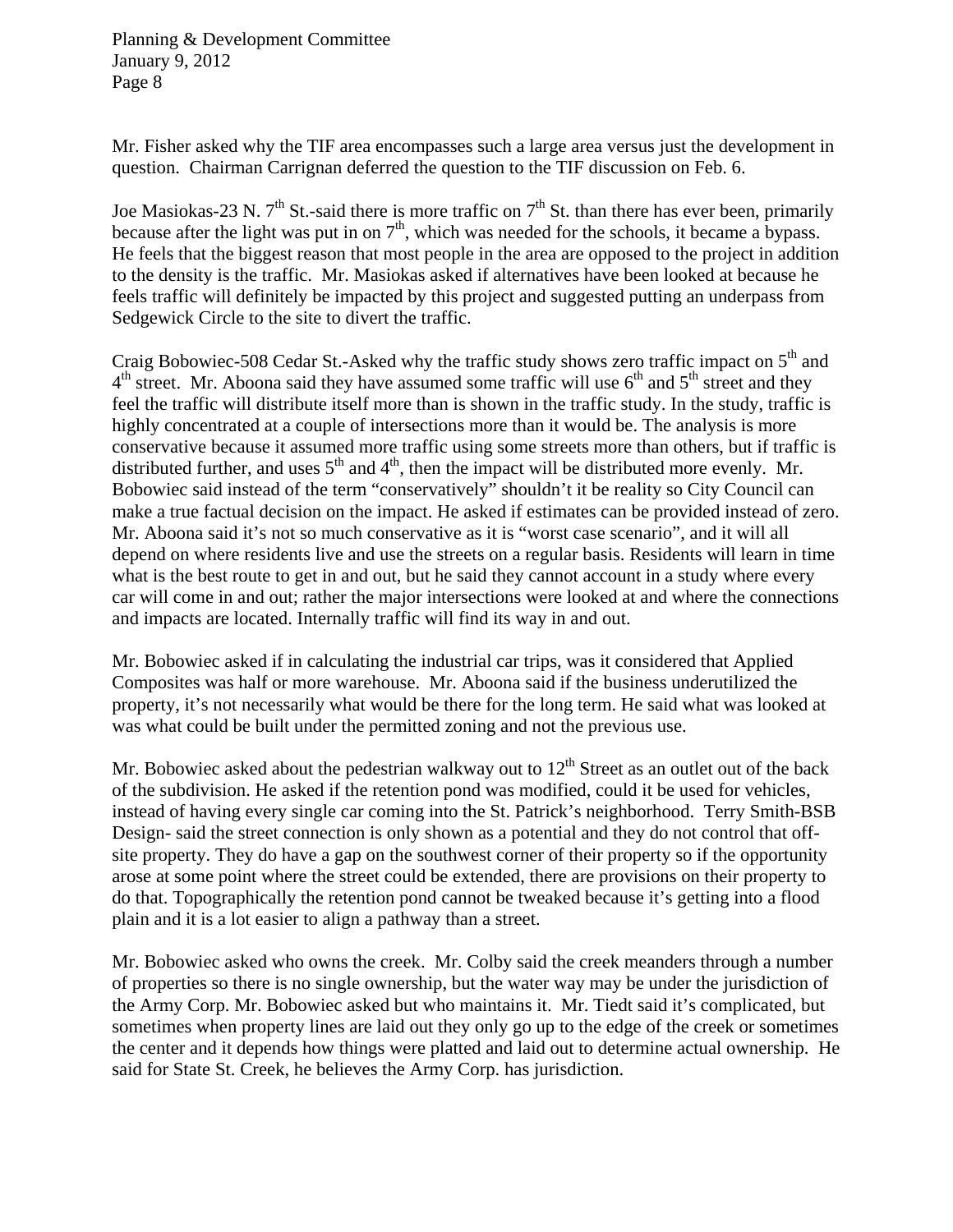Mr. Fisher asked why the TIF area encompasses such a large area versus just the development in question. Chairman Carrignan deferred the question to the TIF discussion on Feb. 6.

Joe Masiokas-23 N. 7th St.-said there is more traffic on 7th St. than there has ever been, primarily because after the light was put in on 7th, which was needed for the schools, it became a bypass. He feels that the biggest reason that most people in the area are opposed to the project in addition to the density is the traffic. Mr. Masiokas asked if alternatives have been looked at because he feels traffic will definitely be impacted by this project and suggested putting an underpass from Sedgewick Circle to the site to divert the traffic.

Craig Bobowiec-508 Cedar St.-Asked why the traffic study shows zero traffic impact on 5th and 4th street. Mr. Aboona said they have assumed some traffic will use 6th and 5th street and they feel the traffic will distribute itself more than is shown in the traffic study. In the study, traffic is highly concentrated at a couple of intersections more than it would be. The analysis is more conservative because it assumed more traffic using some streets more than others, but if traffic is distributed further, and uses 5th and 4th, then the impact will be distributed more evenly. Mr. Bobowiec said instead of the term "conservatively" shouldn't it be reality so City Council can make a true factual decision on the impact. He asked if estimates can be provided instead of zero. Mr. Aboona said it's not so much conservative as it is "worst case scenario", and it will all depend on where residents live and use the streets on a regular basis. Residents will learn in time what is the best route to get in and out, but he said they cannot account in a study where every car will come in and out; rather the major intersections were looked at and where the connections and impacts are located. Internally traffic will find its way in and out.

Mr. Bobowiec asked if in calculating the industrial car trips, was it considered that Applied Composites was half or more warehouse. Mr. Aboona said if the business underutilized the property, it's not necessarily what would be there for the long term. He said what was looked at was what could be built under the permitted zoning and not the previous use.

Mr. Bobowiec asked about the pedestrian walkway out to 12th Street as an outlet out of the back of the subdivision. He asked if the retention pond was modified, could it be used for vehicles, instead of having every single car coming into the St. Patrick's neighborhood. Terry Smith-BSB Design- said the street connection is only shown as a potential and they do not control that off-site property. They do have a gap on the southwest corner of their property so if the opportunity arose at some point where the street could be extended, there are provisions on their property to do that. Topographically the retention pond cannot be tweaked because it's getting into a flood plain and it is a lot easier to align a pathway than a street.

Mr. Bobowiec asked who owns the creek. Mr. Colby said the creek meanders through a number of properties so there is no single ownership, but the water way may be under the jurisdiction of the Army Corp. Mr. Bobowiec asked but who maintains it. Mr. Tiedt said it's complicated, but sometimes when property lines are laid out they only go up to the edge of the creek or sometimes the center and it depends how things were platted and laid out to determine actual ownership. He said for State St. Creek, he believes the Army Corp. has jurisdiction.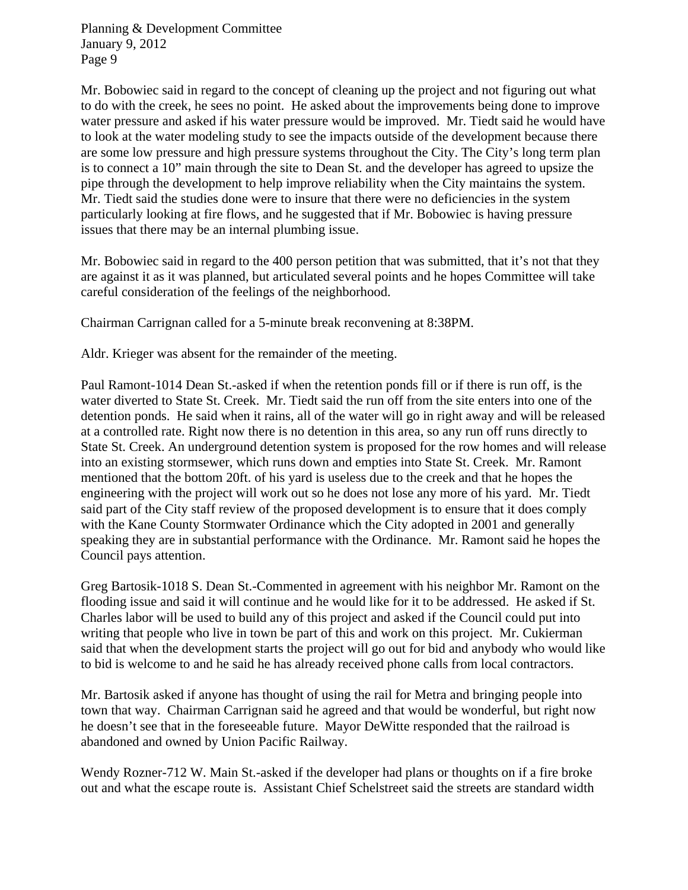Mr. Bobowiec said in regard to the concept of cleaning up the project and not figuring out what to do with the creek, he sees no point. He asked about the improvements being done to improve water pressure and asked if his water pressure would be improved. Mr. Tiedt said he would have to look at the water modeling study to see the impacts outside of the development because there are some low pressure and high pressure systems throughout the City. The City's long term plan is to connect a 10" main through the site to Dean St. and the developer has agreed to upsize the pipe through the development to help improve reliability when the City maintains the system. Mr. Tiedt said the studies done were to insure that there were no deficiencies in the system particularly looking at fire flows, and he suggested that if Mr. Bobowiec is having pressure issues that there may be an internal plumbing issue.

Mr. Bobowiec said in regard to the 400 person petition that was submitted, that it's not that they are against it as it was planned, but articulated several points and he hopes Committee will take careful consideration of the feelings of the neighborhood.

Chairman Carrignan called for a 5-minute break reconvening at 8:38PM.

Aldr. Krieger was absent for the remainder of the meeting.

Paul Ramont-1014 Dean St.-asked if when the retention ponds fill or if there is run off, is the water diverted to State St. Creek. Mr. Tiedt said the run off from the site enters into one of the detention ponds. He said when it rains, all of the water will go in right away and will be released at a controlled rate. Right now there is no detention in this area, so any run off runs directly to State St. Creek. An underground detention system is proposed for the row homes and will release into an existing stormsewer, which runs down and empties into State St. Creek. Mr. Ramont mentioned that the bottom 20ft. of his yard is useless due to the creek and that he hopes the engineering with the project will work out so he does not lose any more of his yard. Mr. Tiedt said part of the City staff review of the proposed development is to ensure that it does comply with the Kane County Stormwater Ordinance which the City adopted in 2001 and generally speaking they are in substantial performance with the Ordinance. Mr. Ramont said he hopes the Council pays attention.

Greg Bartosik-1018 S. Dean St.-Commented in agreement with his neighbor Mr. Ramont on the flooding issue and said it will continue and he would like for it to be addressed. He asked if St. Charles labor will be used to build any of this project and asked if the Council could put into writing that people who live in town be part of this and work on this project. Mr. Cukierman said that when the development starts the project will go out for bid and anybody who would like to bid is welcome to and he said he has already received phone calls from local contractors.

Mr. Bartosik asked if anyone has thought of using the rail for Metra and bringing people into town that way. Chairman Carrignan said he agreed and that would be wonderful, but right now he doesn't see that in the foreseeable future. Mayor DeWitte responded that the railroad is abandoned and owned by Union Pacific Railway.

Wendy Rozner-712 W. Main St.-asked if the developer had plans or thoughts on if a fire broke out and what the escape route is. Assistant Chief Schelstreet said the streets are standard width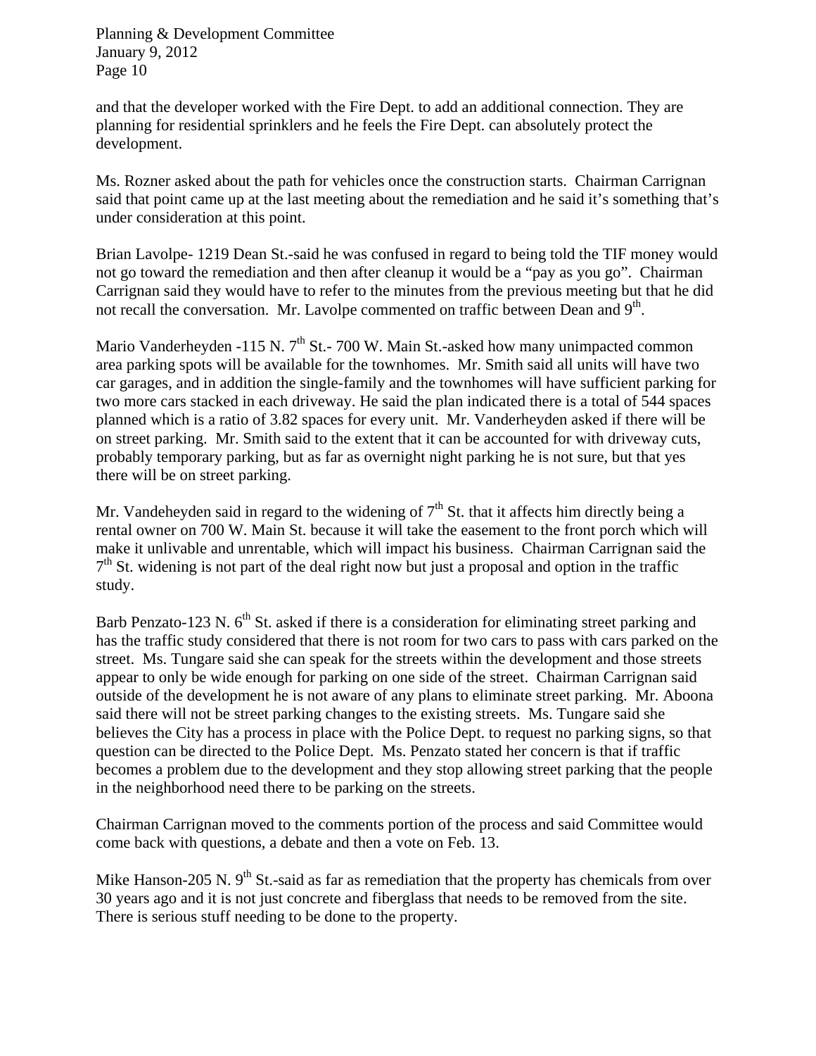and that the developer worked with the Fire Dept. to add an additional connection. They are planning for residential sprinklers and he feels the Fire Dept. can absolutely protect the development.

Ms. Rozner asked about the path for vehicles once the construction starts. Chairman Carrignan said that point came up at the last meeting about the remediation and he said it's something that's under consideration at this point.

Brian Lavolpe- 1219 Dean St.-said he was confused in regard to being told the TIF money would not go toward the remediation and then after cleanup it would be a "pay as you go". Chairman Carrignan said they would have to refer to the minutes from the previous meeting but that he did not recall the conversation. Mr. Lavolpe commented on traffic between Dean and 9th.

Mario Vanderheyden -115 N. 7th St.- 700 W. Main St.-asked how many unimpacted common area parking spots will be available for the townhomes. Mr. Smith said all units will have two car garages, and in addition the single-family and the townhomes will have sufficient parking for two more cars stacked in each driveway. He said the plan indicated there is a total of 544 spaces planned which is a ratio of 3.82 spaces for every unit. Mr. Vanderheyden asked if there will be on street parking. Mr. Smith said to the extent that it can be accounted for with driveway cuts, probably temporary parking, but as far as overnight night parking he is not sure, but that yes there will be on street parking.

Mr. Vandeheyden said in regard to the widening of 7th St. that it affects him directly being a rental owner on 700 W. Main St. because it will take the easement to the front porch which will make it unlivable and unrentable, which will impact his business. Chairman Carrignan said the 7th St. widening is not part of the deal right now but just a proposal and option in the traffic study.

Barb Penzato-123 N. 6th St. asked if there is a consideration for eliminating street parking and has the traffic study considered that there is not room for two cars to pass with cars parked on the street. Ms. Tungare said she can speak for the streets within the development and those streets appear to only be wide enough for parking on one side of the street. Chairman Carrignan said outside of the development he is not aware of any plans to eliminate street parking. Mr. Aboona said there will not be street parking changes to the existing streets. Ms. Tungare said she believes the City has a process in place with the Police Dept. to request no parking signs, so that question can be directed to the Police Dept. Ms. Penzato stated her concern is that if traffic becomes a problem due to the development and they stop allowing street parking that the people in the neighborhood need there to be parking on the streets.

Chairman Carrignan moved to the comments portion of the process and said Committee would come back with questions, a debate and then a vote on Feb. 13.

Mike Hanson-205 N. 9th St.-said as far as remediation that the property has chemicals from over 30 years ago and it is not just concrete and fiberglass that needs to be removed from the site. There is serious stuff needing to be done to the property.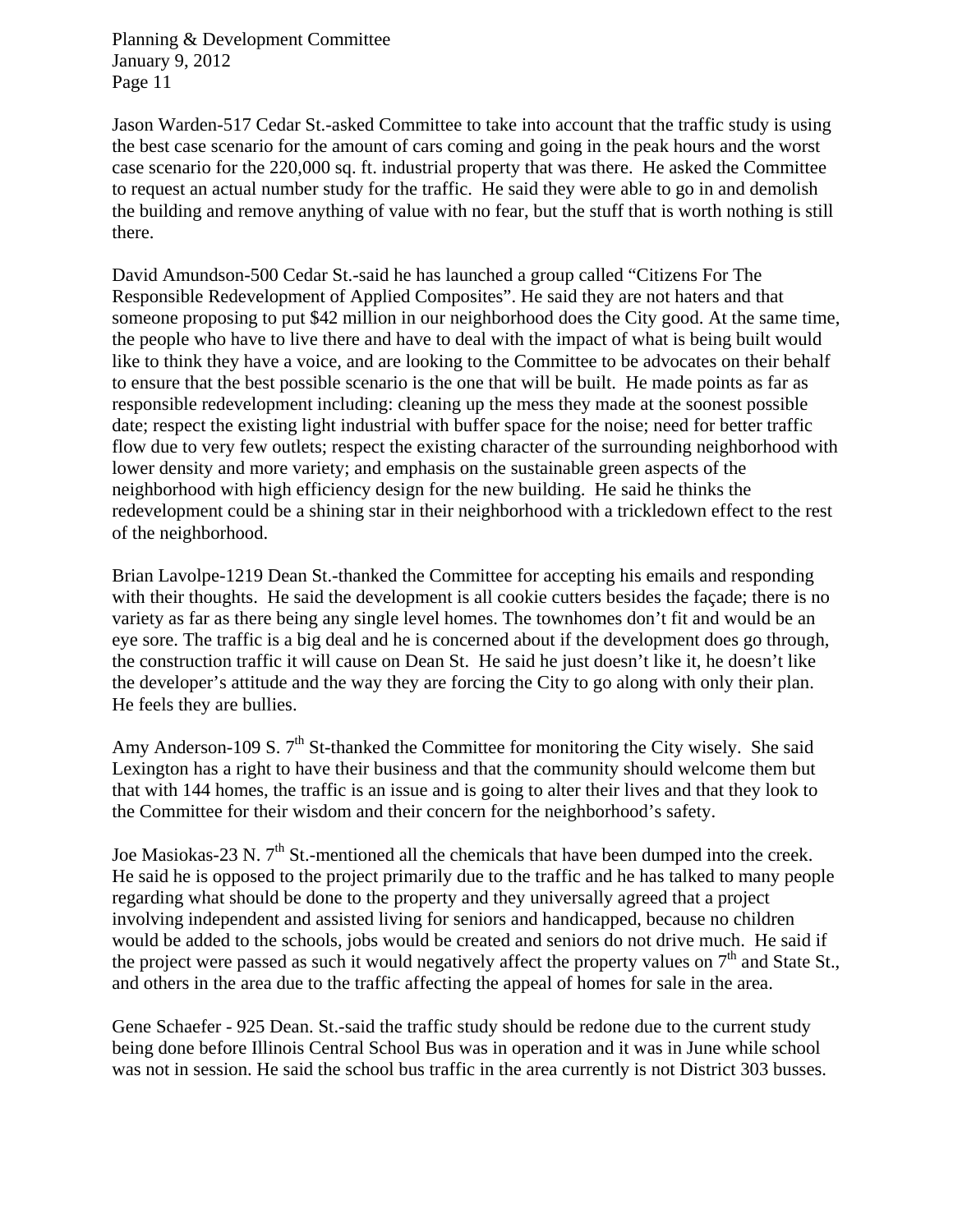Jason Warden-517 Cedar St.-asked Committee to take into account that the traffic study is using the best case scenario for the amount of cars coming and going in the peak hours and the worst case scenario for the 220,000 sq. ft. industrial property that was there. He asked the Committee to request an actual number study for the traffic. He said they were able to go in and demolish the building and remove anything of value with no fear, but the stuff that is worth nothing is still there.

David Amundson-500 Cedar St.-said he has launched a group called "Citizens For The Responsible Redevelopment of Applied Composites". He said they are not haters and that someone proposing to put $42 million in our neighborhood does the City good. At the same time, the people who have to live there and have to deal with the impact of what is being built would like to think they have a voice, and are looking to the Committee to be advocates on their behalf to ensure that the best possible scenario is the one that will be built. He made points as far as responsible redevelopment including: cleaning up the mess they made at the soonest possible date; respect the existing light industrial with buffer space for the noise; need for better traffic flow due to very few outlets; respect the existing character of the surrounding neighborhood with lower density and more variety; and emphasis on the sustainable green aspects of the neighborhood with high efficiency design for the new building. He said he thinks the redevelopment could be a shining star in their neighborhood with a trickledown effect to the rest of the neighborhood.

Brian Lavolpe-1219 Dean St.-thanked the Committee for accepting his emails and responding with their thoughts. He said the development is all cookie cutters besides the façade; there is no variety as far as there being any single level homes. The townhomes don't fit and would be an eye sore. The traffic is a big deal and he is concerned about if the development does go through, the construction traffic it will cause on Dean St. He said he just doesn't like it, he doesn't like the developer's attitude and the way they are forcing the City to go along with only their plan. He feels they are bullies.

Amy Anderson-109 S. 7th St-thanked the Committee for monitoring the City wisely. She said Lexington has a right to have their business and that the community should welcome them but that with 144 homes, the traffic is an issue and is going to alter their lives and that they look to the Committee for their wisdom and their concern for the neighborhood's safety.

Joe Masiokas-23 N. 7th St.-mentioned all the chemicals that have been dumped into the creek. He said he is opposed to the project primarily due to the traffic and he has talked to many people regarding what should be done to the property and they universally agreed that a project involving independent and assisted living for seniors and handicapped, because no children would be added to the schools, jobs would be created and seniors do not drive much. He said if the project were passed as such it would negatively affect the property values on 7th and State St., and others in the area due to the traffic affecting the appeal of homes for sale in the area.

Gene Schaefer - 925 Dean. St.-said the traffic study should be redone due to the current study being done before Illinois Central School Bus was in operation and it was in June while school was not in session. He said the school bus traffic in the area currently is not District 303 busses.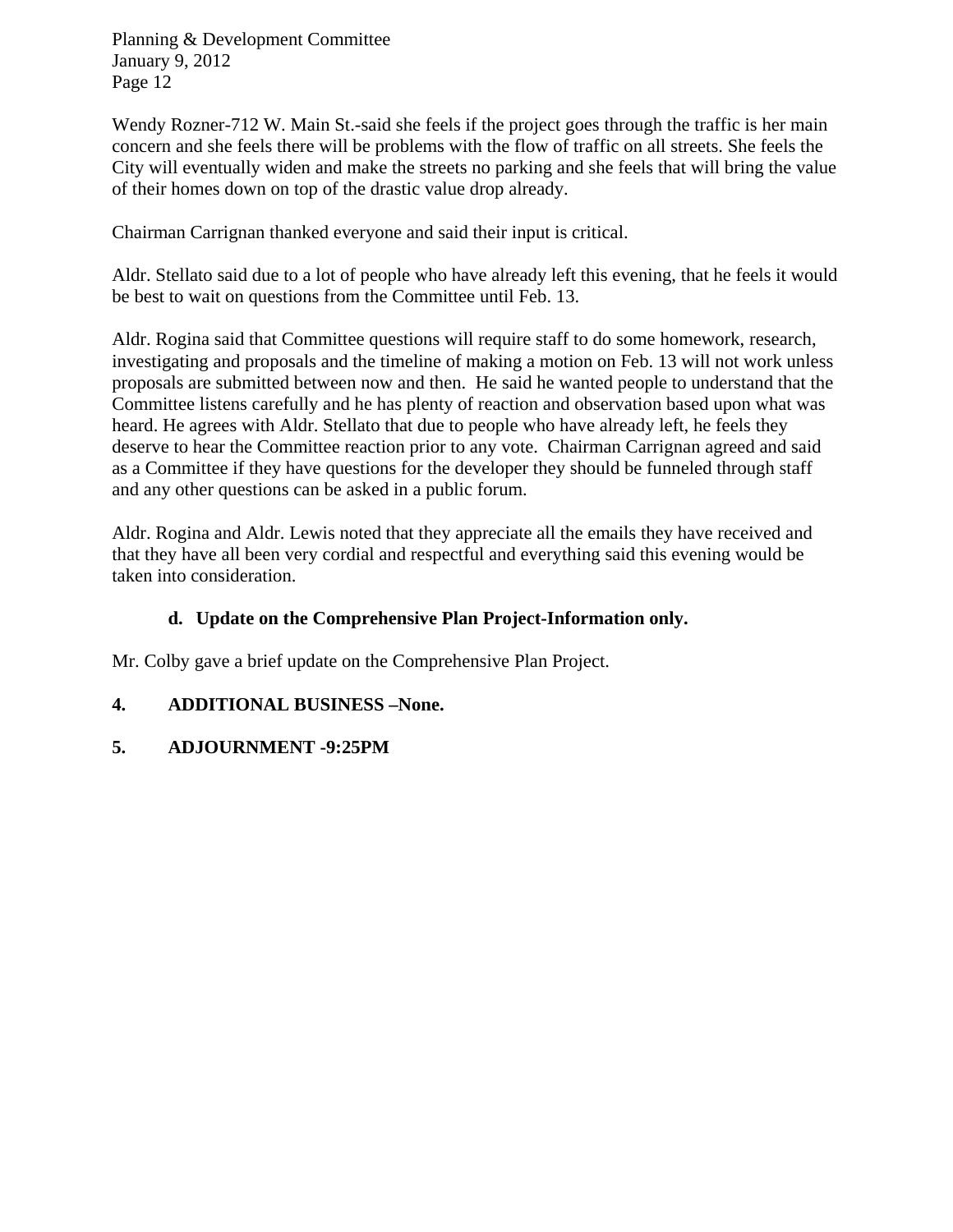Wendy Rozner-712 W. Main St.-said she feels if the project goes through the traffic is her main concern and she feels there will be problems with the flow of traffic on all streets. She feels the City will eventually widen and make the streets no parking and she feels that will bring the value of their homes down on top of the drastic value drop already.

Chairman Carrignan thanked everyone and said their input is critical.

Aldr. Stellato said due to a lot of people who have already left this evening, that he feels it would be best to wait on questions from the Committee until Feb. 13.

Aldr. Rogina said that Committee questions will require staff to do some homework, research, investigating and proposals and the timeline of making a motion on Feb. 13 will not work unless proposals are submitted between now and then. He said he wanted people to understand that the Committee listens carefully and he has plenty of reaction and observation based upon what was heard. He agrees with Aldr. Stellato that due to people who have already left, he feels they deserve to hear the Committee reaction prior to any vote. Chairman Carrignan agreed and said as a Committee if they have questions for the developer they should be funneled through staff and any other questions can be asked in a public forum.

Aldr. Rogina and Aldr. Lewis noted that they appreciate all the emails they have received and that they have all been very cordial and respectful and everything said this evening would be taken into consideration.

**d. Update on the Comprehensive Plan Project-Information only.**

Mr. Colby gave a brief update on the Comprehensive Plan Project.

**4. ADDITIONAL BUSINESS –None.**

**5. ADJOURNMENT -9:25PM**